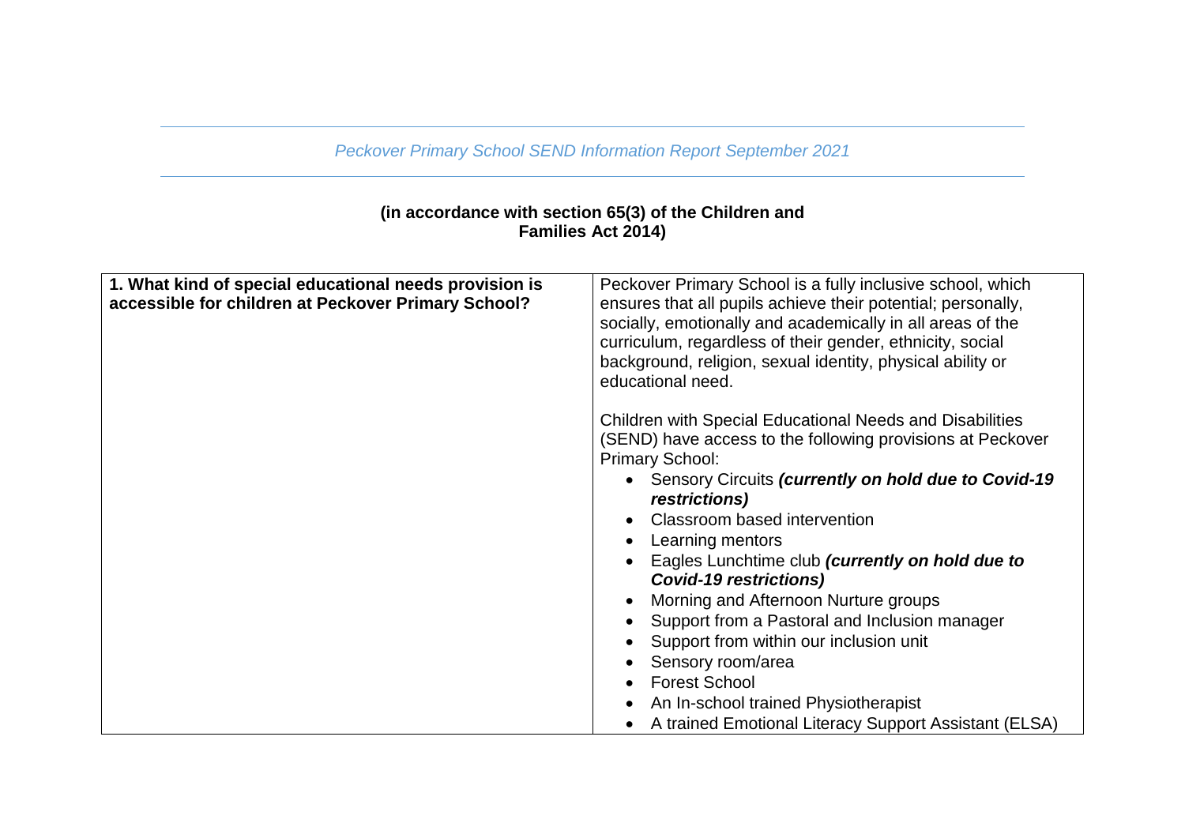*Peckover Primary School SEND Information Report September 2021*

**(in accordance with section 65(3) of the Children and Families Act 2014)**

| **1. What kind of special educational needs provision is accessible for children at Peckover Primary School?** | Peckover Primary School is a fully inclusive school, which ensures that all pupils achieve their potential; personally, socially, emotionally and academically in all areas of the curriculum, regardless of their gender, ethnicity, social background, religion, sexual identity, physical ability or educational need.<br><br>Children with Special Educational Needs and Disabilities (SEND) have access to the following provisions at Peckover Primary School:<br>• Sensory Circuits ***(currently on hold due to Covid-19 restrictions)***<br>• Classroom based intervention<br>• Learning mentors<br>• Eagles Lunchtime club ***(currently on hold due to Covid-19 restrictions)***<br>• Morning and Afternoon Nurture groups<br>• Support from a Pastoral and Inclusion manager<br>• Support from within our inclusion unit<br>• Sensory room/area<br>• Forest School<br>• An In-school trained Physiotherapist<br>• A trained Emotional Literacy Support Assistant (ELSA) |
|---|---|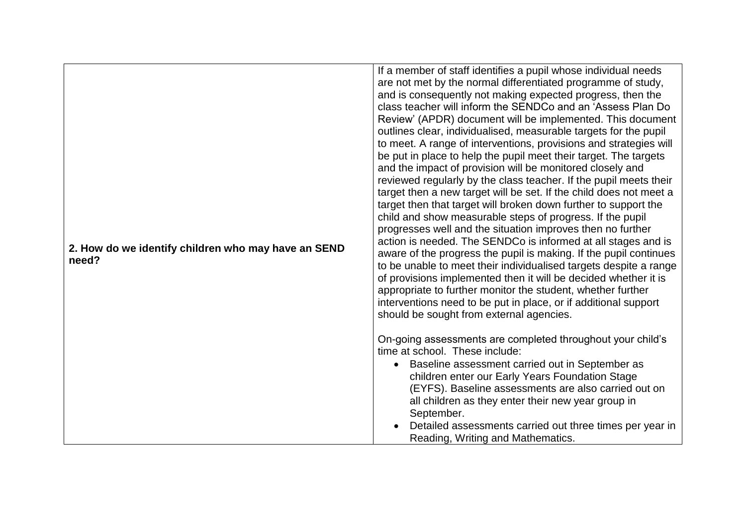| | |
|---|---|
| **2. How do we identify children who may have an SEND need?** | If a member of staff identifies a pupil whose individual needs are not met by the normal differentiated programme of study, and is consequently not making expected progress, then the class teacher will inform the SENDCo and an 'Assess Plan Do Review' (APDR) document will be implemented. This document outlines clear, individualised, measurable targets for the pupil to meet. A range of interventions, provisions and strategies will be put in place to help the pupil meet their target. The targets and the impact of provision will be monitored closely and reviewed regularly by the class teacher. If the pupil meets their target then a new target will be set. If the child does not meet a target then that target will broken down further to support the child and show measurable steps of progress. If the pupil progresses well and the situation improves then no further action is needed. The SENDCo is informed at all stages and is aware of the progress the pupil is making. If the pupil continues to be unable to meet their individualised targets despite a range of provisions implemented then it will be decided whether it is appropriate to further monitor the student, whether further interventions need to be put in place, or if additional support should be sought from external agencies.<br><br>On-going assessments are completed throughout your child's time at school. These include:<br>• Baseline assessment carried out in September as children enter our Early Years Foundation Stage (EYFS). Baseline assessments are also carried out on all children as they enter their new year group in September.<br>• Detailed assessments carried out three times per year in Reading, Writing and Mathematics. |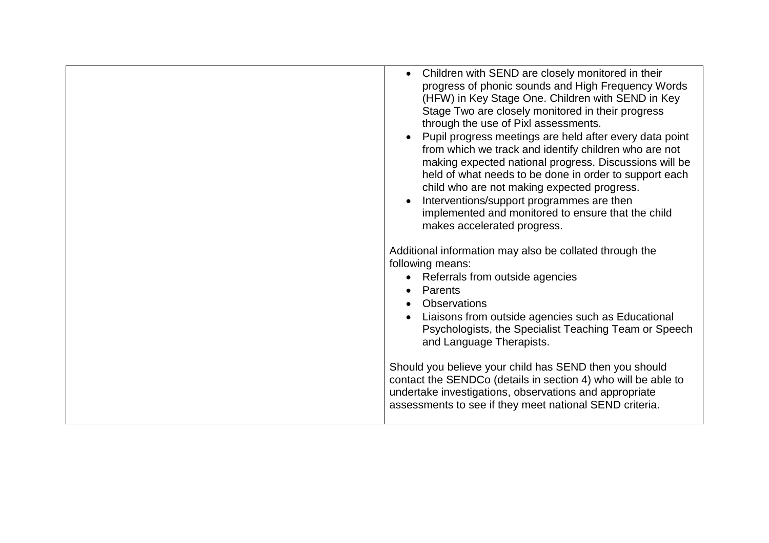| | |
|---|---|
| | • Children with SEND are closely monitored in their progress of phonic sounds and High Frequency Words (HFW) in Key Stage One. Children with SEND in Key Stage Two are closely monitored in their progress through the use of Pixl assessments.<br>• Pupil progress meetings are held after every data point from which we track and identify children who are not making expected national progress. Discussions will be held of what needs to be done in order to support each child who are not making expected progress.<br>• Interventions/support programmes are then implemented and monitored to ensure that the child makes accelerated progress.<br><br>Additional information may also be collated through the following means:<br>• Referrals from outside agencies<br>• Parents<br>• Observations<br>• Liaisons from outside agencies such as Educational Psychologists, the Specialist Teaching Team or Speech and Language Therapists.<br><br>Should you believe your child has SEND then you should contact the SENDCo (details in section 4) who will be able to undertake investigations, observations and appropriate assessments to see if they meet national SEND criteria. |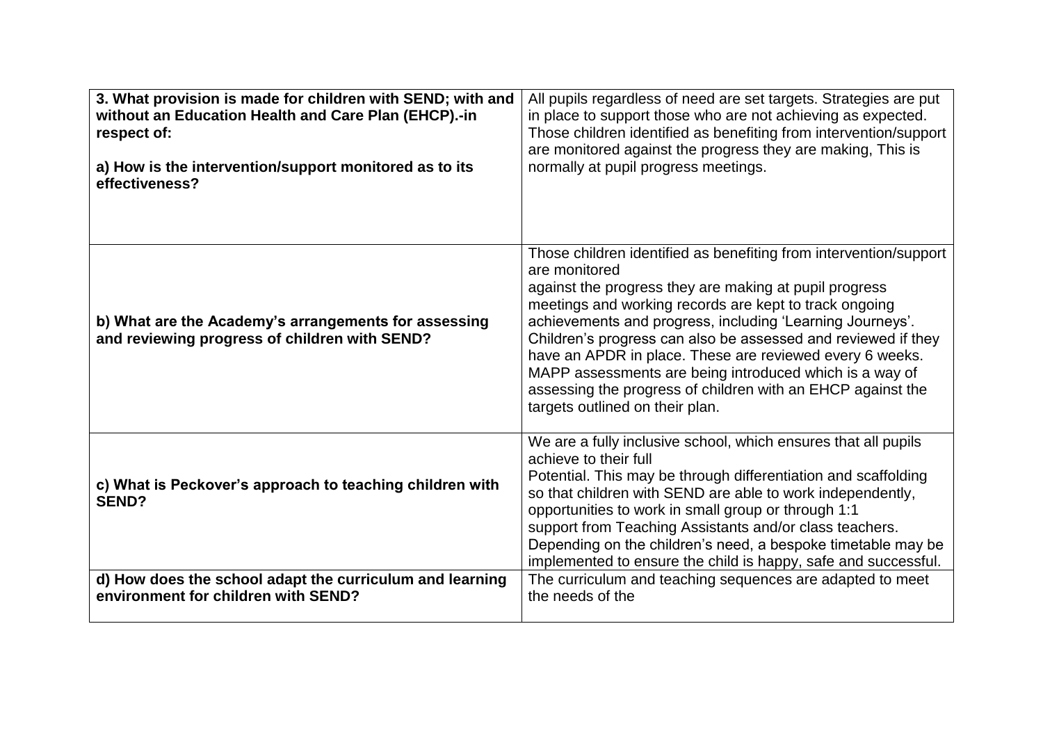| 3. What provision is made for children with SEND; with and without an Education Health and Care Plan (EHCP).-in respect of:<br><br>a) How is the intervention/support monitored as to its effectiveness? | All pupils regardless of need are set targets. Strategies are put in place to support those who are not achieving as expected. Those children identified as benefiting from intervention/support are monitored against the progress they are making, This is normally at pupil progress meetings. |
|---|---|
| **b) What are the Academy's arrangements for assessing and reviewing progress of children with SEND?** | Those children identified as benefiting from intervention/support are monitored<br>against the progress they are making at pupil progress meetings and working records are kept to track ongoing achievements and progress, including 'Learning Journeys'. Children's progress can also be assessed and reviewed if they have an APDR in place. These are reviewed every 6 weeks. MAPP assessments are being introduced which is a way of assessing the progress of children with an EHCP against the targets outlined on their plan. |
| **c) What is Peckover's approach to teaching children with SEND?** | We are a fully inclusive school, which ensures that all pupils achieve to their full<br>Potential. This may be through differentiation and scaffolding so that children with SEND are able to work independently, opportunities to work in small group or through 1:1<br>support from Teaching Assistants and/or class teachers. Depending on the children's need, a bespoke timetable may be implemented to ensure the child is happy, safe and successful. |
| **d) How does the school adapt the curriculum and learning environment for children with SEND?** | The curriculum and teaching sequences are adapted to meet the needs of the |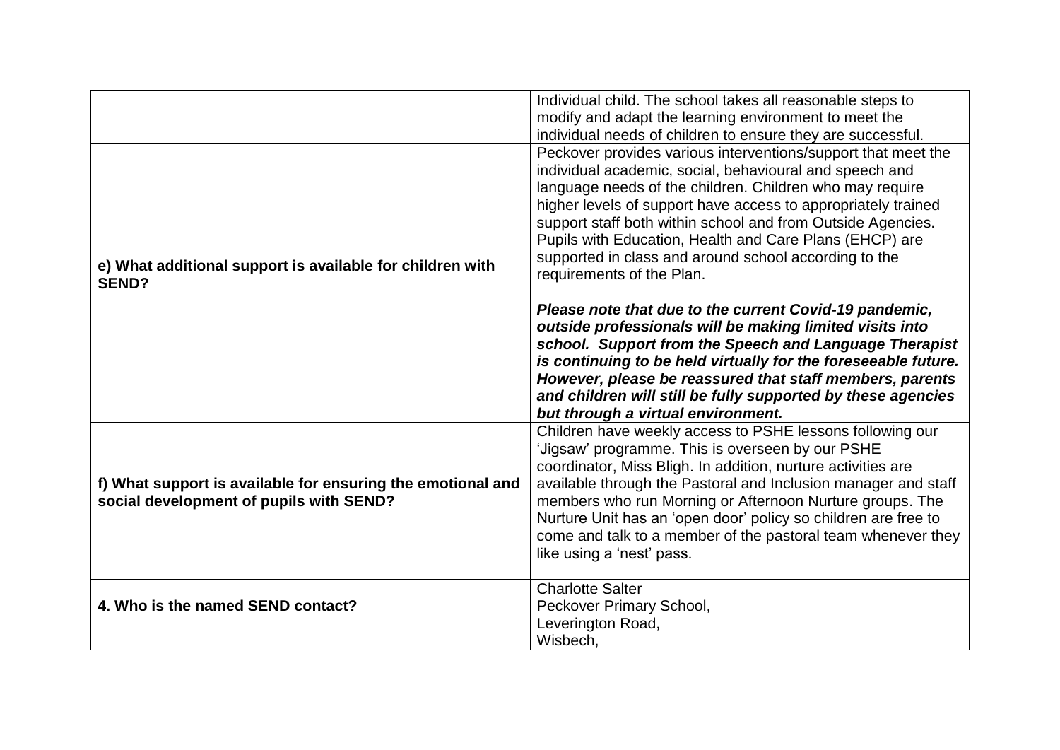| | |
|---|---|
| | Individual child. The school takes all reasonable steps to modify and adapt the learning environment to meet the individual needs of children to ensure they are successful. |
| **e) What additional support is available for children with SEND?** | Peckover provides various interventions/support that meet the individual academic, social, behavioural and speech and language needs of the children. Children who may require higher levels of support have access to appropriately trained support staff both within school and from Outside Agencies. Pupils with Education, Health and Care Plans (EHCP) are supported in class and around school according to the requirements of the Plan.<br><br>***Please note that due to the current Covid-19 pandemic, outside professionals will be making limited visits into school. Support from the Speech and Language Therapist is continuing to be held virtually for the foreseeable future. However, please be reassured that staff members, parents and children will still be fully supported by these agencies but through a virtual environment.*** |
| **f) What support is available for ensuring the emotional and social development of pupils with SEND?** | Children have weekly access to PSHE lessons following our 'Jigsaw' programme. This is overseen by our PSHE coordinator, Miss Bligh. In addition, nurture activities are available through the Pastoral and Inclusion manager and staff members who run Morning or Afternoon Nurture groups. The Nurture Unit has an 'open door' policy so children are free to come and talk to a member of the pastoral team whenever they like using a 'nest' pass. |
| **4. Who is the named SEND contact?** | Charlotte Salter<br>Peckover Primary School,<br>Leverington Road,<br>Wisbech, |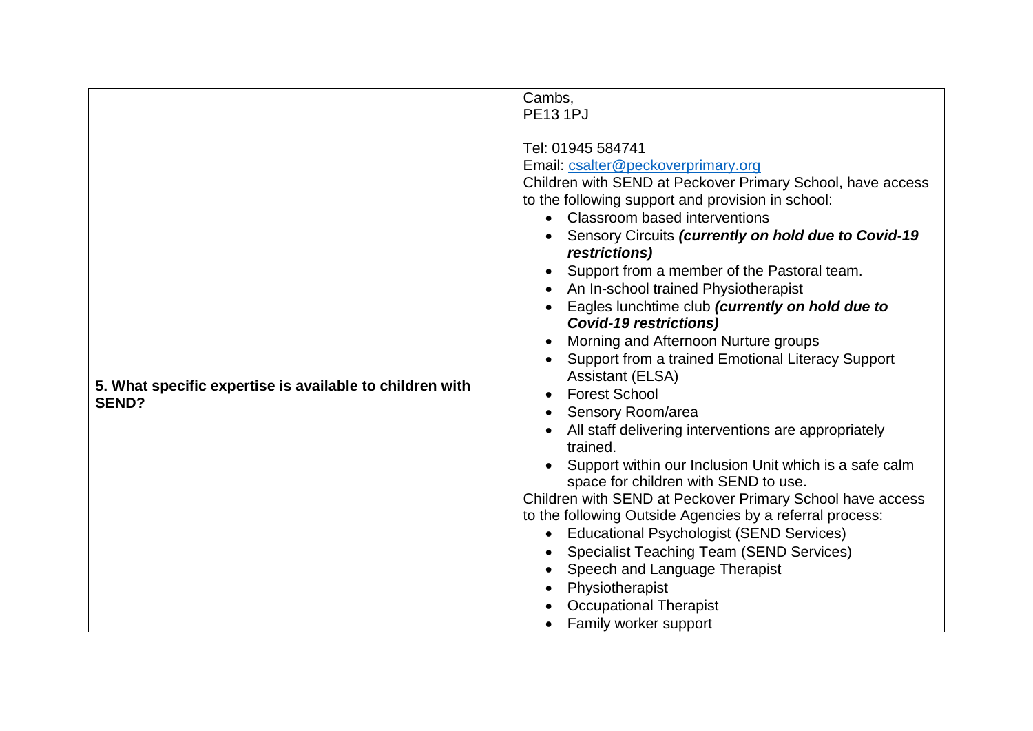| | |
|---|---|
| | Cambs,<br>PE13 1PJ<br><br>Tel: 01945 584741<br>Email: [csalter@peckoverprimary.org](mailto:csalter@peckoverprimary.org) |
| **5. What specific expertise is available to children with SEND?** | Children with SEND at Peckover Primary School, have access to the following support and provision in school:<br>• Classroom based interventions<br>• Sensory Circuits ***(currently on hold due to Covid-19 restrictions)***<br>• Support from a member of the Pastoral team.<br>• An In-school trained Physiotherapist<br>• Eagles lunchtime club ***(currently on hold due to Covid-19 restrictions)***<br>• Morning and Afternoon Nurture groups<br>• Support from a trained Emotional Literacy Support Assistant (ELSA)<br>• Forest School<br>• Sensory Room/area<br>• All staff delivering interventions are appropriately trained.<br>• Support within our Inclusion Unit which is a safe calm space for children with SEND to use.<br>Children with SEND at Peckover Primary School have access to the following Outside Agencies by a referral process:<br>• Educational Psychologist (SEND Services)<br>• Specialist Teaching Team (SEND Services)<br>• Speech and Language Therapist<br>• Physiotherapist<br>• Occupational Therapist<br>• Family worker support |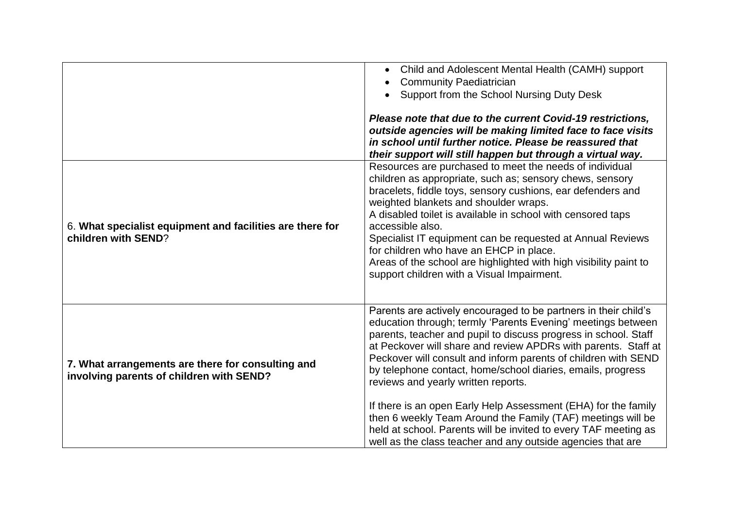| | |
|---|---|
| | • Child and Adolescent Mental Health (CAMH) support<br>• Community Paediatrician<br>• Support from the School Nursing Duty Desk<br><br>***Please note that due to the current Covid-19 restrictions, outside agencies will be making limited face to face visits in school until further notice. Please be reassured that their support will still happen but through a virtual way.*** |
| 6. **What specialist equipment and facilities are there for children with SEND**? | Resources are purchased to meet the needs of individual children as appropriate, such as; sensory chews, sensory bracelets, fiddle toys, sensory cushions, ear defenders and weighted blankets and shoulder wraps.<br>A disabled toilet is available in school with censored taps accessible also.<br>Specialist IT equipment can be requested at Annual Reviews for children who have an EHCP in place.<br>Areas of the school are highlighted with high visibility paint to support children with a Visual Impairment. |
| **7. What arrangements are there for consulting and involving parents of children with SEND?** | Parents are actively encouraged to be partners in their child's education through; termly 'Parents Evening' meetings between parents, teacher and pupil to discuss progress in school. Staff at Peckover will share and review APDRs with parents. Staff at Peckover will consult and inform parents of children with SEND by telephone contact, home/school diaries, emails, progress reviews and yearly written reports.<br><br>If there is an open Early Help Assessment (EHA) for the family then 6 weekly Team Around the Family (TAF) meetings will be held at school. Parents will be invited to every TAF meeting as well as the class teacher and any outside agencies that are |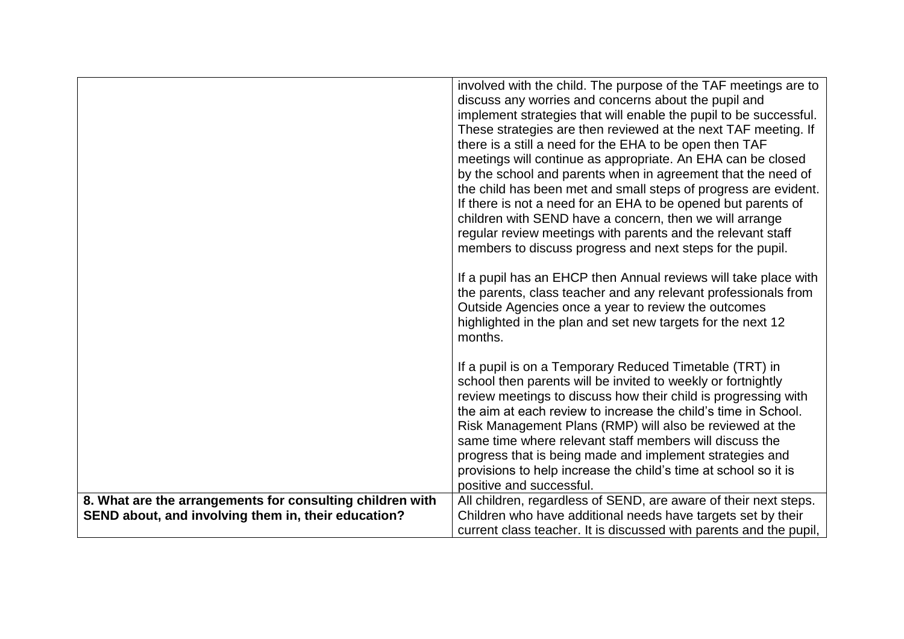| | |
|---|---|
| | involved with the child. The purpose of the TAF meetings are to discuss any worries and concerns about the pupil and implement strategies that will enable the pupil to be successful. These strategies are then reviewed at the next TAF meeting. If there is a still a need for the EHA to be open then TAF meetings will continue as appropriate. An EHA can be closed by the school and parents when in agreement that the need of the child has been met and small steps of progress are evident. If there is not a need for an EHA to be opened but parents of children with SEND have a concern, then we will arrange regular review meetings with parents and the relevant staff members to discuss progress and next steps for the pupil.<br><br>If a pupil has an EHCP then Annual reviews will take place with the parents, class teacher and any relevant professionals from Outside Agencies once a year to review the outcomes highlighted in the plan and set new targets for the next 12 months.<br><br>If a pupil is on a Temporary Reduced Timetable (TRT) in school then parents will be invited to weekly or fortnightly review meetings to discuss how their child is progressing with the aim at each review to increase the child's time in School. Risk Management Plans (RMP) will also be reviewed at the same time where relevant staff members will discuss the progress that is being made and implement strategies and provisions to help increase the child's time at school so it is positive and successful. |
| **8. What are the arrangements for consulting children with SEND about, and involving them in, their education?** | All children, regardless of SEND, are aware of their next steps. Children who have additional needs have targets set by their current class teacher. It is discussed with parents and the pupil, |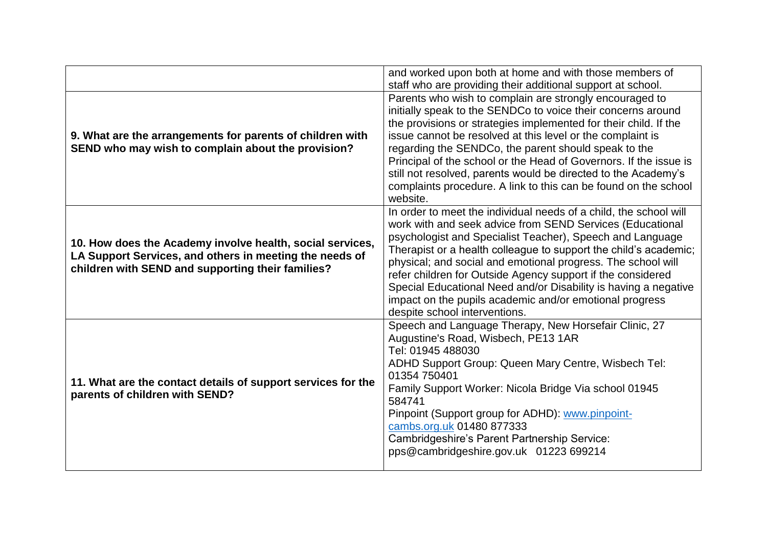| | |
|---|---|
| | and worked upon both at home and with those members of staff who are providing their additional support at school. |
| **9. What are the arrangements for parents of children with SEND who may wish to complain about the provision?** | Parents who wish to complain are strongly encouraged to initially speak to the SENDCo to voice their concerns around the provisions or strategies implemented for their child. If the issue cannot be resolved at this level or the complaint is regarding the SENDCo, the parent should speak to the Principal of the school or the Head of Governors. If the issue is still not resolved, parents would be directed to the Academy's complaints procedure. A link to this can be found on the school website. |
| **10. How does the Academy involve health, social services, LA Support Services, and others in meeting the needs of children with SEND and supporting their families?** | In order to meet the individual needs of a child, the school will work with and seek advice from SEND Services (Educational psychologist and Specialist Teacher), Speech and Language Therapist or a health colleague to support the child's academic; physical; and social and emotional progress. The school will refer children for Outside Agency support if the considered Special Educational Need and/or Disability is having a negative impact on the pupils academic and/or emotional progress despite school interventions. |
| **11. What are the contact details of support services for the parents of children with SEND?** | Speech and Language Therapy, New Horsefair Clinic, 27 Augustine's Road, Wisbech, PE13 1AR<br>Tel: 01945 488030<br>ADHD Support Group: Queen Mary Centre, Wisbech Tel: 01354 750401<br>Family Support Worker: Nicola Bridge Via school 01945 584741<br>Pinpoint (Support group for ADHD): www.pinpoint-cambs.org.uk 01480 877333<br>Cambridgeshire's Parent Partnership Service: pps@cambridgeshire.gov.uk 01223 699214 |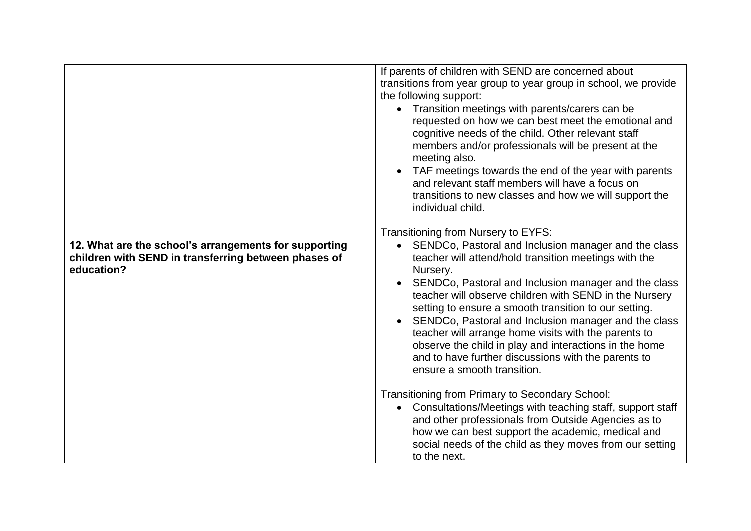| | |
|---|---|
| **12. What are the school's arrangements for supporting children with SEND in transferring between phases of education?** | If parents of children with SEND are concerned about transitions from year group to year group in school, we provide the following support:<br>• Transition meetings with parents/carers can be requested on how we can best meet the emotional and cognitive needs of the child. Other relevant staff members and/or professionals will be present at the meeting also.<br>• TAF meetings towards the end of the year with parents and relevant staff members will have a focus on transitions to new classes and how we will support the individual child.<br><br>Transitioning from Nursery to EYFS:<br>• SENDCo, Pastoral and Inclusion manager and the class teacher will attend/hold transition meetings with the Nursery.<br>• SENDCo, Pastoral and Inclusion manager and the class teacher will observe children with SEND in the Nursery setting to ensure a smooth transition to our setting.<br>• SENDCo, Pastoral and Inclusion manager and the class teacher will arrange home visits with the parents to observe the child in play and interactions in the home and to have further discussions with the parents to ensure a smooth transition.<br><br>Transitioning from Primary to Secondary School:<br>• Consultations/Meetings with teaching staff, support staff and other professionals from Outside Agencies as to how we can best support the academic, medical and social needs of the child as they moves from our setting to the next. |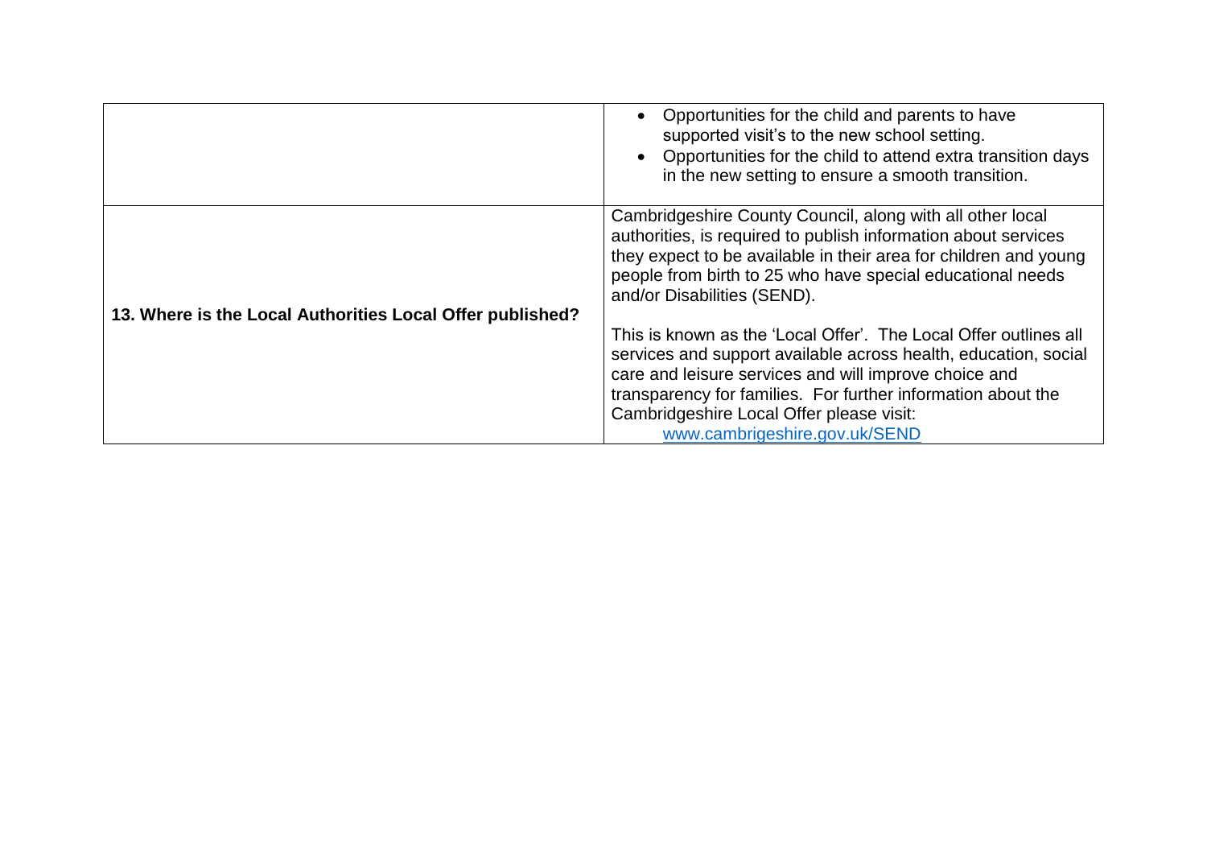| | |
|---|---|
| | • Opportunities for the child and parents to have supported visit's to the new school setting.<br>• Opportunities for the child to attend extra transition days in the new setting to ensure a smooth transition. |
| **13. Where is the Local Authorities Local Offer published?** | Cambridgeshire County Council, along with all other local authorities, is required to publish information about services they expect to be available in their area for children and young people from birth to 25 who have special educational needs and/or Disabilities (SEND).<br><br>This is known as the 'Local Offer'. The Local Offer outlines all services and support available across health, education, social care and leisure services and will improve choice and transparency for families. For further information about the Cambridgeshire Local Offer please visit: [www.cambrigeshire.gov.uk/SEND](www.cambrigeshire.gov.uk/SEND) |